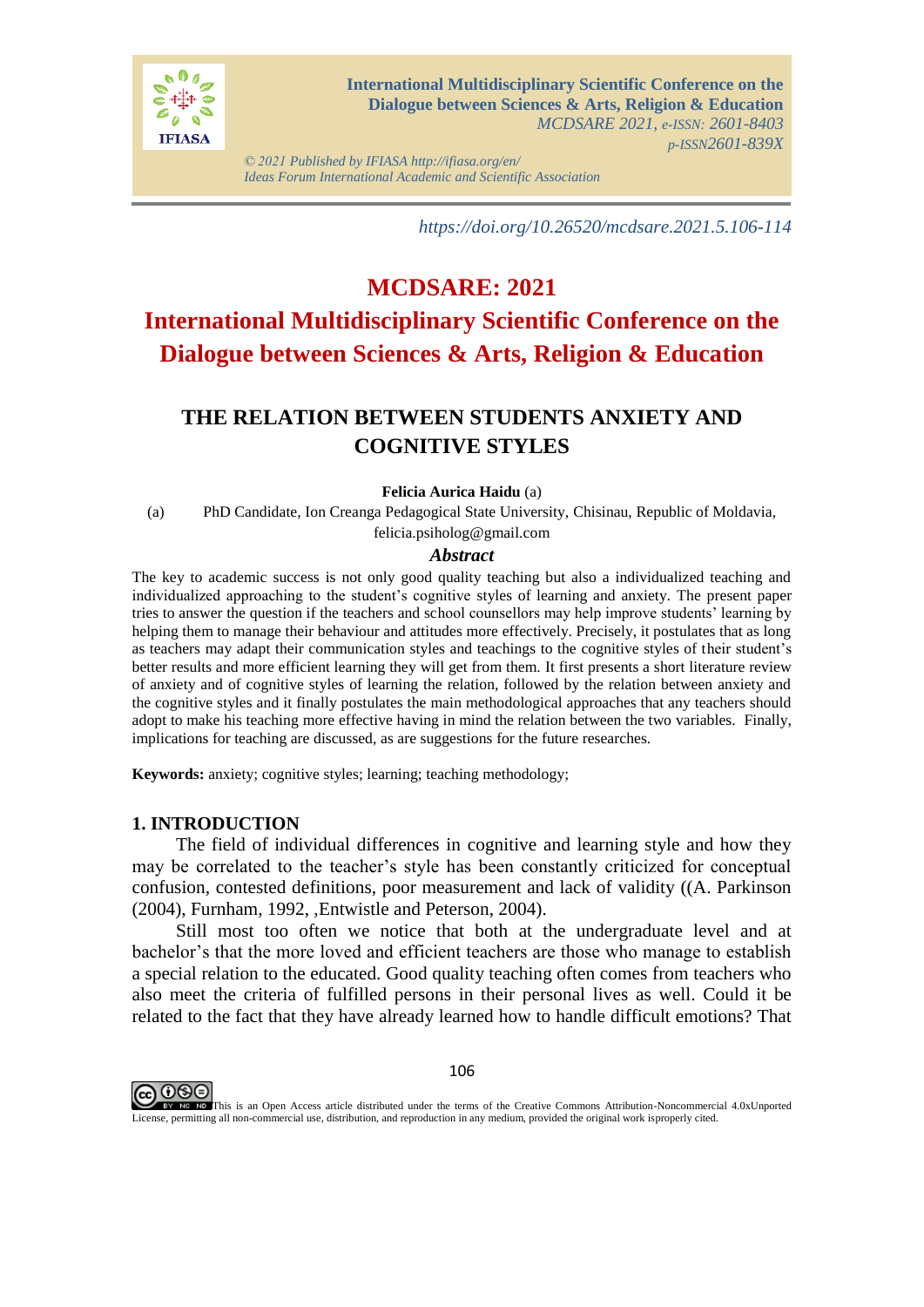https://doi.org/10.26520/mcdsare.2021.5.106-114

# MCDSARE: 2021

# International Multidisciplinary Scientific Conference on the Dialogue between Sciences & Arts, Religion & Education

## THE RELATION BETWEEN STUDENTS ANXIETY AND COGNITIVE STYLES

**Felicia Aurica Haidu** (a)

(a) PhD Candidate, Ion Creanga Pedagogical State University, Chisinau, Republic of Moldavia, felicia.psiholog@gmail.com

### *Abstract*

The key to academic success is not only good quality teaching but also a individualized teaching and individualized approaching to the student's cognitive styles of learning and anxiety. The present paper tries to answer the question if the teachers and school counsellors may help improve students' learning by helping them to manage their behaviour and attitudes more effectively. Precisely, it postulates that as long as teachers may adapt their communication styles and teachings to the cognitive styles of their student's better results and more efficient learning they will get from them. It first presents a short literature review of anxiety and of cognitive styles of learning the relation, followed by the relation between anxiety and the cognitive styles and it finally postulates the main methodological approaches that any teachers should adopt to make his teaching more effective having in mind the relation between the two variables. Finally, implications for teaching are discussed, as are suggestions for the future researches.

**Keywords:** anxiety; cognitive styles; learning; teaching methodology;

## 1. INTRODUCTION

The field of individual differences in cognitive and learning style and how they may be correlated to the teacher's style has been constantly criticized for conceptual confusion, contested definitions, poor measurement and lack of validity ((A. Parkinson (2004), Furnham, 1992, ,Entwistle and Peterson, 2004).

Still most too often we notice that both at the undergraduate level and at bachelor's that the more loved and efficient teachers are those who manage to establish a special relation to the educated. Good quality teaching often comes from teachers who also meet the criteria of fulfilled persons in their personal lives as well. Could it be related to the fact that they have already learned how to handle difficult emotions? That

This is an Open Access article distributed under the terms of the Creative Commons Attribution-Noncommercial 4.0xUnported License, permitting all non-commercial use, distribution, and reproduction in any medium, provided the original work isproperly cited.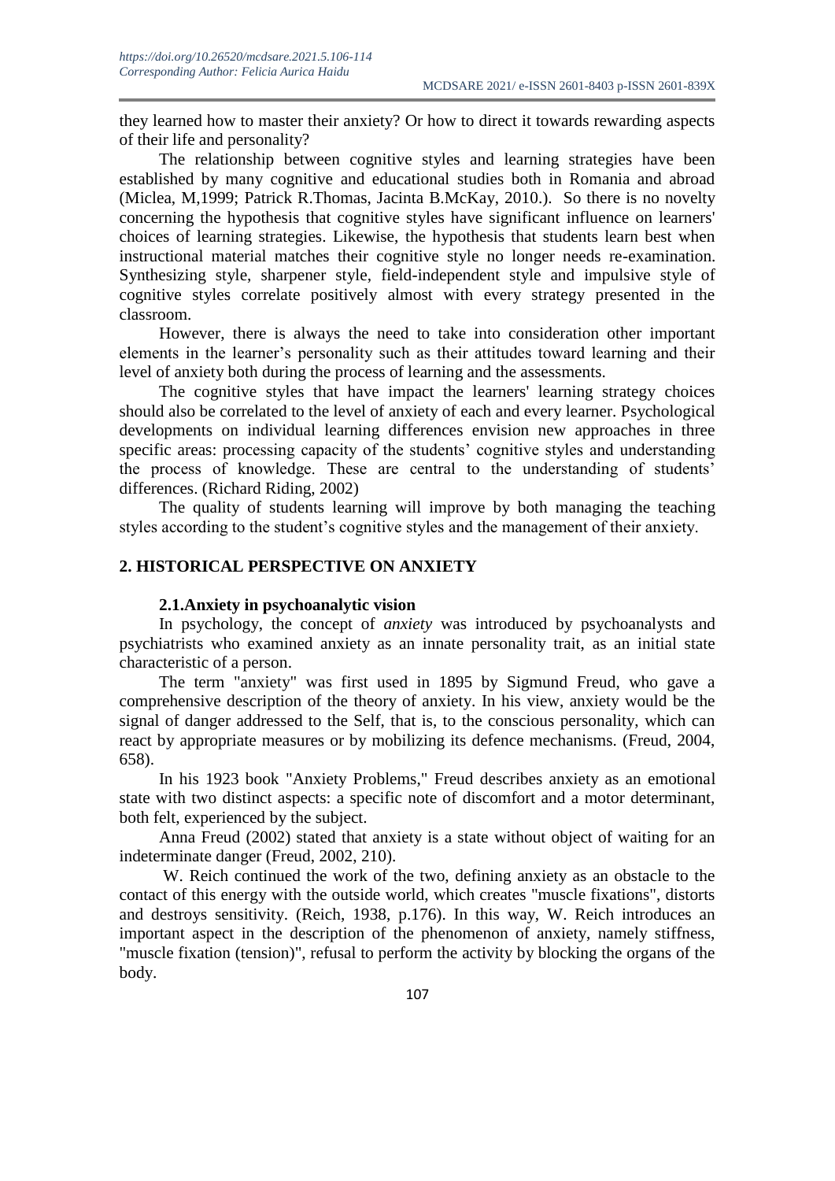they learned how to master their anxiety? Or how to direct it towards rewarding aspects of their life and personality?

The relationship between cognitive styles and learning strategies have been established by many cognitive and educational studies both in Romania and abroad (Miclea, M,1999; Patrick R.Thomas, Jacinta B.McKay, 2010.). So there is no novelty concerning the hypothesis that cognitive styles have significant influence on learners' choices of learning strategies. Likewise, the hypothesis that students learn best when instructional material matches their cognitive style no longer needs re-examination. Synthesizing style, sharpener style, field-independent style and impulsive style of cognitive styles correlate positively almost with every strategy presented in the classroom.

However, there is always the need to take into consideration other important elements in the learner's personality such as their attitudes toward learning and their level of anxiety both during the process of learning and the assessments.

The cognitive styles that have impact the learners' learning strategy choices should also be correlated to the level of anxiety of each and every learner. Psychological developments on individual learning differences envision new approaches in three specific areas: processing capacity of the students' cognitive styles and understanding the process of knowledge. These are central to the understanding of students' differences. (Richard Riding, 2002)

The quality of students learning will improve by both managing the teaching styles according to the student's cognitive styles and the management of their anxiety.

## 2. HISTORICAL PERSPECTIVE ON ANXIETY

### 2.1.Anxiety in psychoanalytic vision

In psychology, the concept of *anxiety* was introduced by psychoanalysts and psychiatrists who examined anxiety as an innate personality trait, as an initial state characteristic of a person.

The term "anxiety" was first used in 1895 by Sigmund Freud, who gave a comprehensive description of the theory of anxiety. In his view, anxiety would be the signal of danger addressed to the Self, that is, to the conscious personality, which can react by appropriate measures or by mobilizing its defence mechanisms. (Freud, 2004, 658).

In his 1923 book "Anxiety Problems," Freud describes anxiety as an emotional state with two distinct aspects: a specific note of discomfort and a motor determinant, both felt, experienced by the subject.

Anna Freud (2002) stated that anxiety is a state without object of waiting for an indeterminate danger (Freud, 2002, 210).

W. Reich continued the work of the two, defining anxiety as an obstacle to the contact of this energy with the outside world, which creates "muscle fixations", distorts and destroys sensitivity. (Reich, 1938, p.176). In this way, W. Reich introduces an important aspect in the description of the phenomenon of anxiety, namely stiffness, "muscle fixation (tension)", refusal to perform the activity by blocking the organs of the body.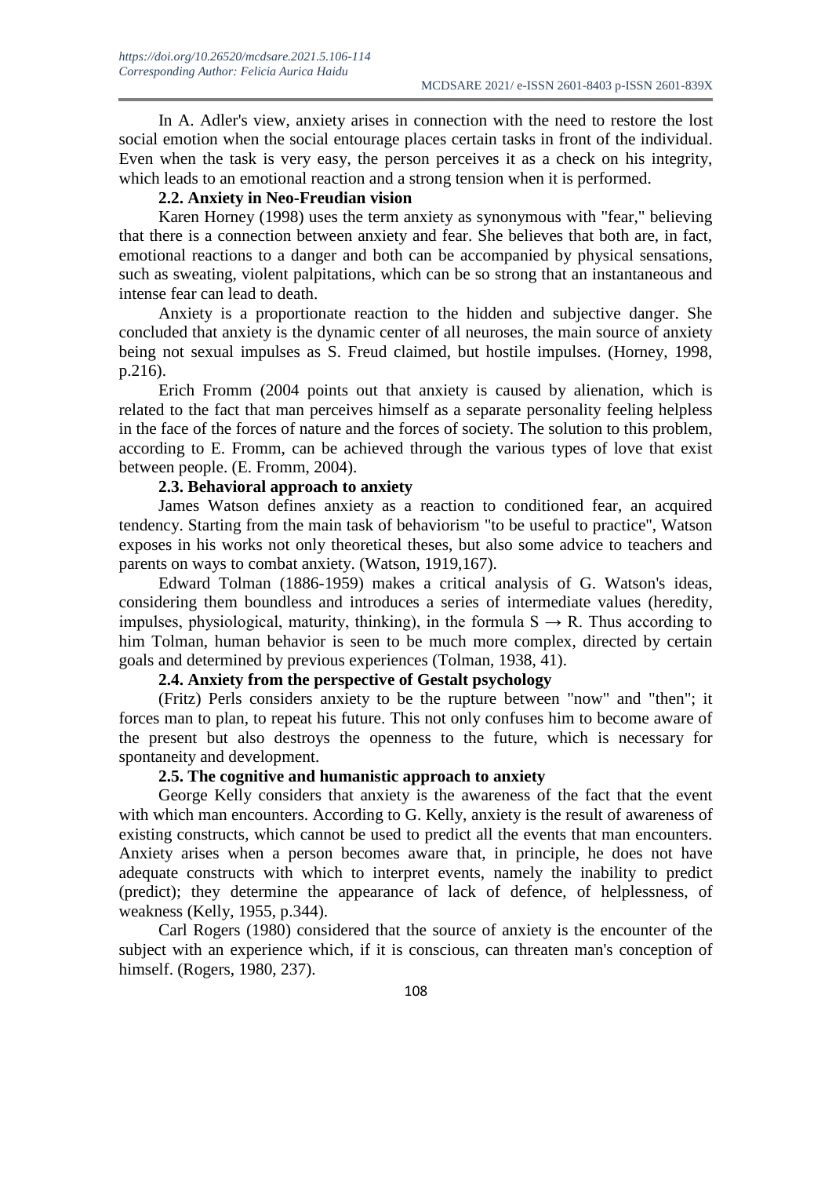In A. Adler's view, anxiety arises in connection with the need to restore the lost social emotion when the social entourage places certain tasks in front of the individual. Even when the task is very easy, the person perceives it as a check on his integrity, which leads to an emotional reaction and a strong tension when it is performed.

### 2.2. Anxiety in Neo-Freudian vision

Karen Horney (1998) uses the term anxiety as synonymous with "fear," believing that there is a connection between anxiety and fear. She believes that both are, in fact, emotional reactions to a danger and both can be accompanied by physical sensations, such as sweating, violent palpitations, which can be so strong that an instantaneous and intense fear can lead to death.

Anxiety is a proportionate reaction to the hidden and subjective danger. She concluded that anxiety is the dynamic center of all neuroses, the main source of anxiety being not sexual impulses as S. Freud claimed, but hostile impulses. (Horney, 1998, p.216).

Erich Fromm (2004 points out that anxiety is caused by alienation, which is related to the fact that man perceives himself as a separate personality feeling helpless in the face of the forces of nature and the forces of society. The solution to this problem, according to E. Fromm, can be achieved through the various types of love that exist between people. (E. Fromm, 2004).

### 2.3. Behavioral approach to anxiety

James Watson defines anxiety as a reaction to conditioned fear, an acquired tendency. Starting from the main task of behaviorism "to be useful to practice", Watson exposes in his works not only theoretical theses, but also some advice to teachers and parents on ways to combat anxiety. (Watson, 1919,167).

Edward Tolman (1886-1959) makes a critical analysis of G. Watson's ideas, considering them boundless and introduces a series of intermediate values (heredity, impulses, physiological, maturity, thinking), in the formula $S \rightarrow R$. Thus according to him Tolman, human behavior is seen to be much more complex, directed by certain goals and determined by previous experiences (Tolman, 1938, 41).

### 2.4. Anxiety from the perspective of Gestalt psychology

(Fritz) Perls considers anxiety to be the rupture between "now" and "then"; it forces man to plan, to repeat his future. This not only confuses him to become aware of the present but also destroys the openness to the future, which is necessary for spontaneity and development.

### 2.5. The cognitive and humanistic approach to anxiety

George Kelly considers that anxiety is the awareness of the fact that the event with which man encounters. According to G. Kelly, anxiety is the result of awareness of existing constructs, which cannot be used to predict all the events that man encounters. Anxiety arises when a person becomes aware that, in principle, he does not have adequate constructs with which to interpret events, namely the inability to predict (predict); they determine the appearance of lack of defence, of helplessness, of weakness (Kelly, 1955, p.344).

Carl Rogers (1980) considered that the source of anxiety is the encounter of the subject with an experience which, if it is conscious, can threaten man's conception of himself. (Rogers, 1980, 237).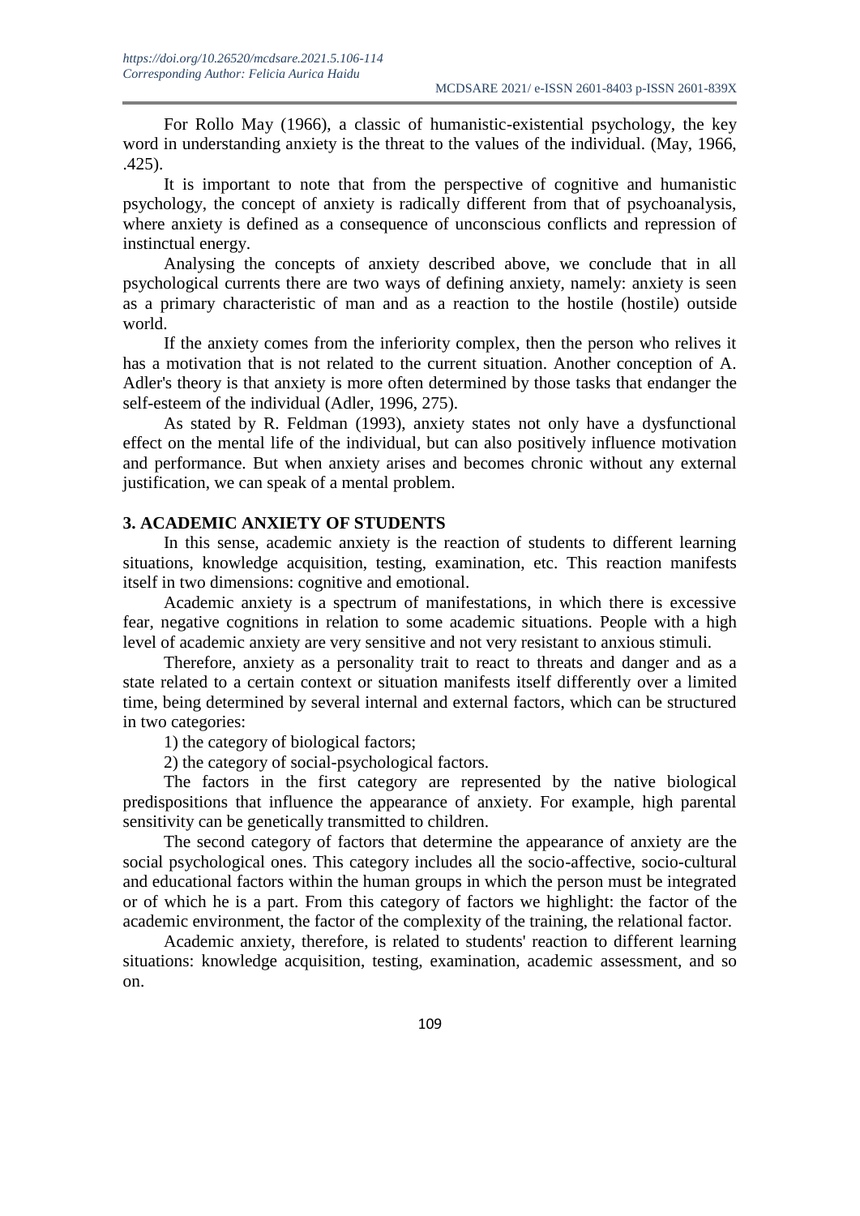For Rollo May (1966), a classic of humanistic-existential psychology, the key word in understanding anxiety is the threat to the values of the individual. (May, 1966, .425).

It is important to note that from the perspective of cognitive and humanistic psychology, the concept of anxiety is radically different from that of psychoanalysis, where anxiety is defined as a consequence of unconscious conflicts and repression of instinctual energy.

Analysing the concepts of anxiety described above, we conclude that in all psychological currents there are two ways of defining anxiety, namely: anxiety is seen as a primary characteristic of man and as a reaction to the hostile (hostile) outside world.

If the anxiety comes from the inferiority complex, then the person who relives it has a motivation that is not related to the current situation. Another conception of A. Adler's theory is that anxiety is more often determined by those tasks that endanger the self-esteem of the individual (Adler, 1996, 275).

As stated by R. Feldman (1993), anxiety states not only have a dysfunctional effect on the mental life of the individual, but can also positively influence motivation and performance. But when anxiety arises and becomes chronic without any external justification, we can speak of a mental problem.

## 3. ACADEMIC ANXIETY OF STUDENTS

In this sense, academic anxiety is the reaction of students to different learning situations, knowledge acquisition, testing, examination, etc. This reaction manifests itself in two dimensions: cognitive and emotional.

Academic anxiety is a spectrum of manifestations, in which there is excessive fear, negative cognitions in relation to some academic situations. People with a high level of academic anxiety are very sensitive and not very resistant to anxious stimuli.

Therefore, anxiety as a personality trait to react to threats and danger and as a state related to a certain context or situation manifests itself differently over a limited time, being determined by several internal and external factors, which can be structured in two categories:

1) the category of biological factors;

2) the category of social-psychological factors.

The factors in the first category are represented by the native biological predispositions that influence the appearance of anxiety. For example, high parental sensitivity can be genetically transmitted to children.

The second category of factors that determine the appearance of anxiety are the social psychological ones. This category includes all the socio-affective, socio-cultural and educational factors within the human groups in which the person must be integrated or of which he is a part. From this category of factors we highlight: the factor of the academic environment, the factor of the complexity of the training, the relational factor.

Academic anxiety, therefore, is related to students' reaction to different learning situations: knowledge acquisition, testing, examination, academic assessment, and so on.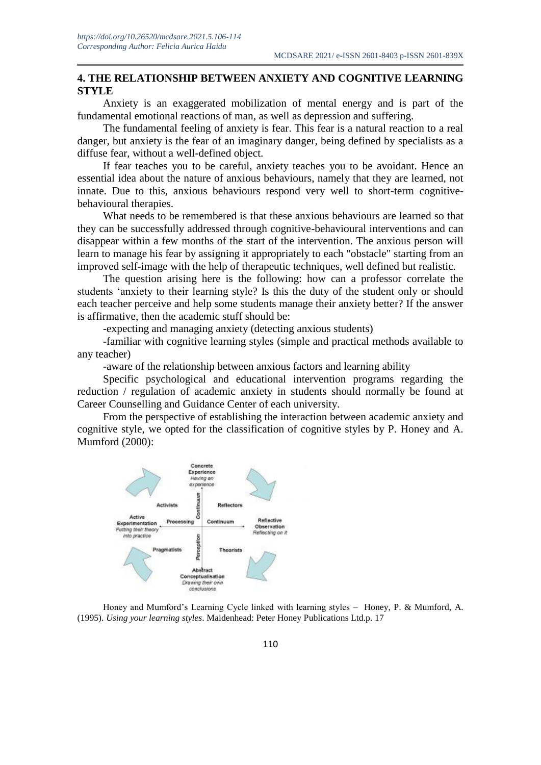## 4. THE RELATIONSHIP BETWEEN ANXIETY AND COGNITIVE LEARNING STYLE

Anxiety is an exaggerated mobilization of mental energy and is part of the fundamental emotional reactions of man, as well as depression and suffering.

The fundamental feeling of anxiety is fear. This fear is a natural reaction to a real danger, but anxiety is the fear of an imaginary danger, being defined by specialists as a diffuse fear, without a well-defined object.

If fear teaches you to be careful, anxiety teaches you to be avoidant. Hence an essential idea about the nature of anxious behaviours, namely that they are learned, not innate. Due to this, anxious behaviours respond very well to short-term cognitive-behavioural therapies.

What needs to be remembered is that these anxious behaviours are learned so that they can be successfully addressed through cognitive-behavioural interventions and can disappear within a few months of the start of the intervention. The anxious person will learn to manage his fear by assigning it appropriately to each "obstacle" starting from an improved self-image with the help of therapeutic techniques, well defined but realistic.

The question arising here is the following: how can a professor correlate the students 'anxiety to their learning style? Is this the duty of the student only or should each teacher perceive and help some students manage their anxiety better? If the answer is affirmative, then the academic stuff should be:

-expecting and managing anxiety (detecting anxious students)

-familiar with cognitive learning styles (simple and practical methods available to any teacher)

-aware of the relationship between anxious factors and learning ability

Specific psychological and educational intervention programs regarding the reduction / regulation of academic anxiety in students should normally be found at Career Counselling and Guidance Center of each university.

From the perspective of establishing the interaction between academic anxiety and cognitive style, we opted for the classification of cognitive styles by P. Honey and A. Mumford (2000):

Concrete Experience
*Having an experience*

Activists | Reflectors

Active Experimentation
*Putting their theory into practice*

Processing Continuum

Reflective Observation
*Reflecting on it*

Perception Continuum

Pragmatists | Theorists

Abstract Conceptualisation
*Drawing their own conclusions*

Honey and Mumford's Learning Cycle linked with learning styles – Honey, P. & Mumford, A. (1995). *Using your learning styles*. Maidenhead: Peter Honey Publications Ltd.p. 17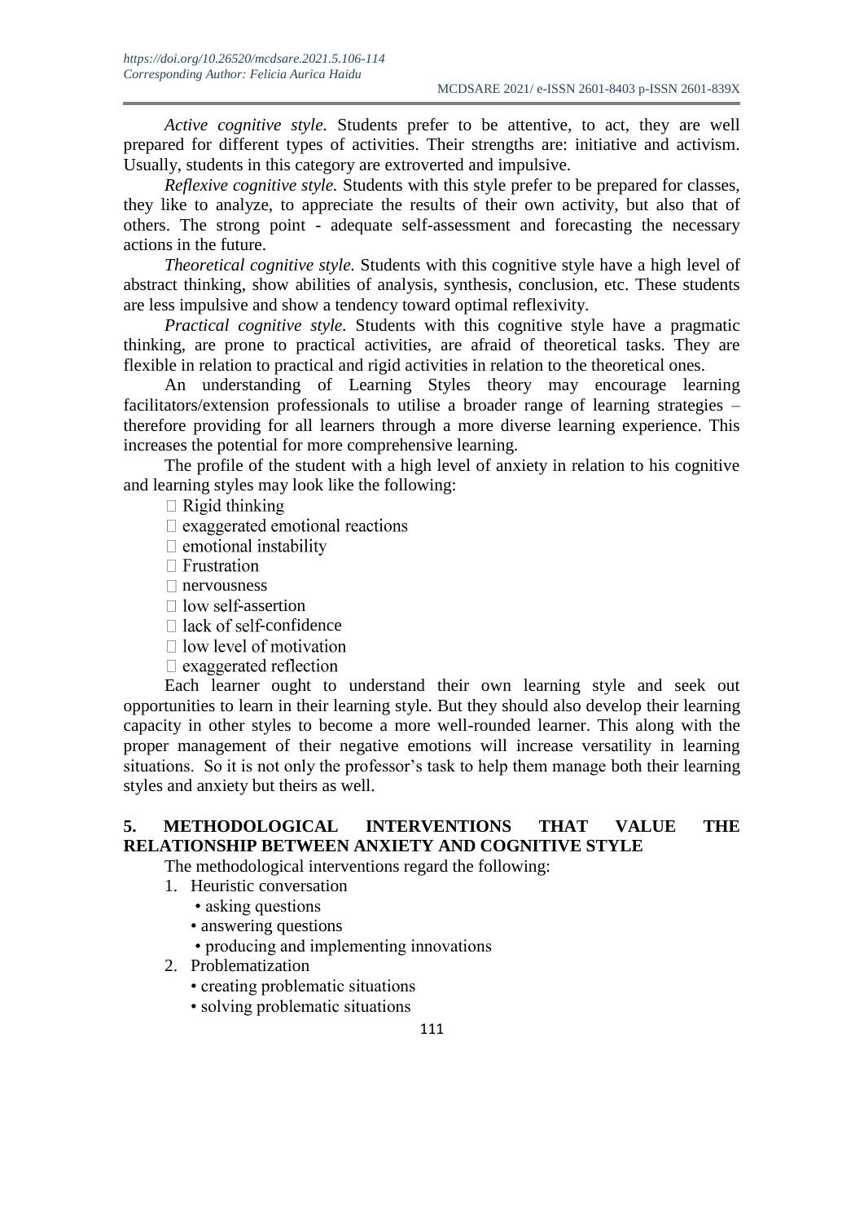*Active cognitive style.* Students prefer to be attentive, to act, they are well prepared for different types of activities. Their strengths are: initiative and activism. Usually, students in this category are extroverted and impulsive.

*Reflexive cognitive style.* Students with this style prefer to be prepared for classes, they like to analyze, to appreciate the results of their own activity, but also that of others. The strong point - adequate self-assessment and forecasting the necessary actions in the future.

*Theoretical cognitive style.* Students with this cognitive style have a high level of abstract thinking, show abilities of analysis, synthesis, conclusion, etc. These students are less impulsive and show a tendency toward optimal reflexivity.

*Practical cognitive style.* Students with this cognitive style have a pragmatic thinking, are prone to practical activities, are afraid of theoretical tasks. They are flexible in relation to practical and rigid activities in relation to the theoretical ones.

An understanding of Learning Styles theory may encourage learning facilitators/extension professionals to utilise a broader range of learning strategies – therefore providing for all learners through a more diverse learning experience. This increases the potential for more comprehensive learning.

The profile of the student with a high level of anxiety in relation to his cognitive and learning styles may look like the following:

- Rigid thinking
- exaggerated emotional reactions
- emotional instability
- Frustration
- nervousness
- low self-assertion
- lack of self-confidence
- low level of motivation
- exaggerated reflection

Each learner ought to understand their own learning style and seek out opportunities to learn in their learning style. But they should also develop their learning capacity in other styles to become a more well-rounded learner. This along with the proper management of their negative emotions will increase versatility in learning situations. So it is not only the professor's task to help them manage both their learning styles and anxiety but theirs as well.

## 5. METHODOLOGICAL INTERVENTIONS THAT VALUE THE RELATIONSHIP BETWEEN ANXIETY AND COGNITIVE STYLE

The methodological interventions regard the following:

1. Heuristic conversation
   - asking questions
   - answering questions
   - producing and implementing innovations
2. Problematization
   - creating problematic situations
   - solving problematic situations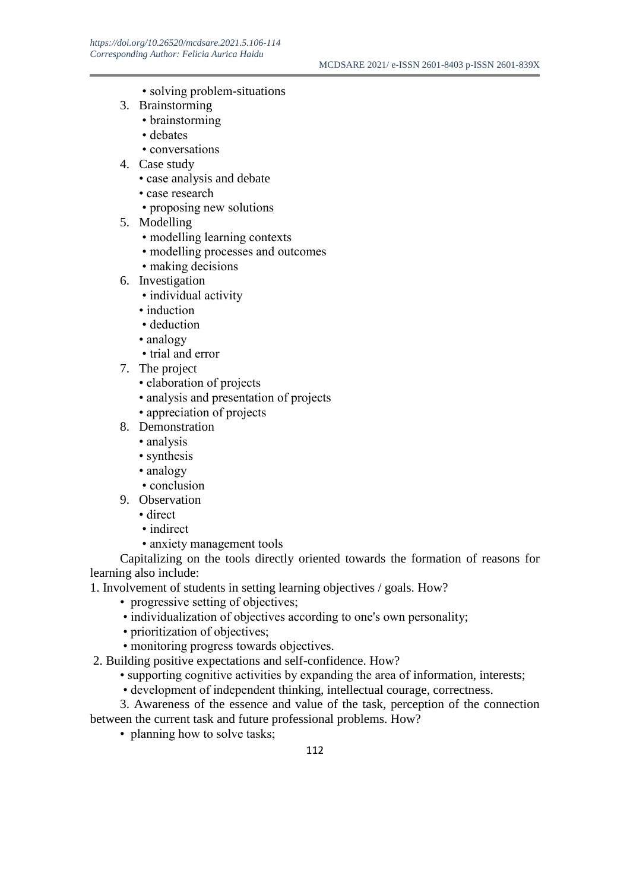• solving problem-situations

3. Brainstorming
   • brainstorming
   • debates
   • conversations
4. Case study
   • case analysis and debate
   • case research
   • proposing new solutions
5. Modelling
   • modelling learning contexts
   • modelling processes and outcomes
   • making decisions
6. Investigation
   • individual activity
   • induction
   • deduction
   • analogy
   • trial and error
7. The project
   • elaboration of projects
   • analysis and presentation of projects
   • appreciation of projects
8. Demonstration
   • analysis
   • synthesis
   • analogy
   • conclusion
9. Observation
   • direct
   • indirect
   • anxiety management tools

Capitalizing on the tools directly oriented towards the formation of reasons for learning also include:

1. Involvement of students in setting learning objectives / goals. How?
   • progressive setting of objectives;
   • individualization of objectives according to one's own personality;
   • prioritization of objectives;
   • monitoring progress towards objectives.
2. Building positive expectations and self-confidence. How?
   • supporting cognitive activities by expanding the area of information, interests;
   • development of independent thinking, intellectual courage, correctness.

3. Awareness of the essence and value of the task, perception of the connection between the current task and future professional problems. How?

   • planning how to solve tasks;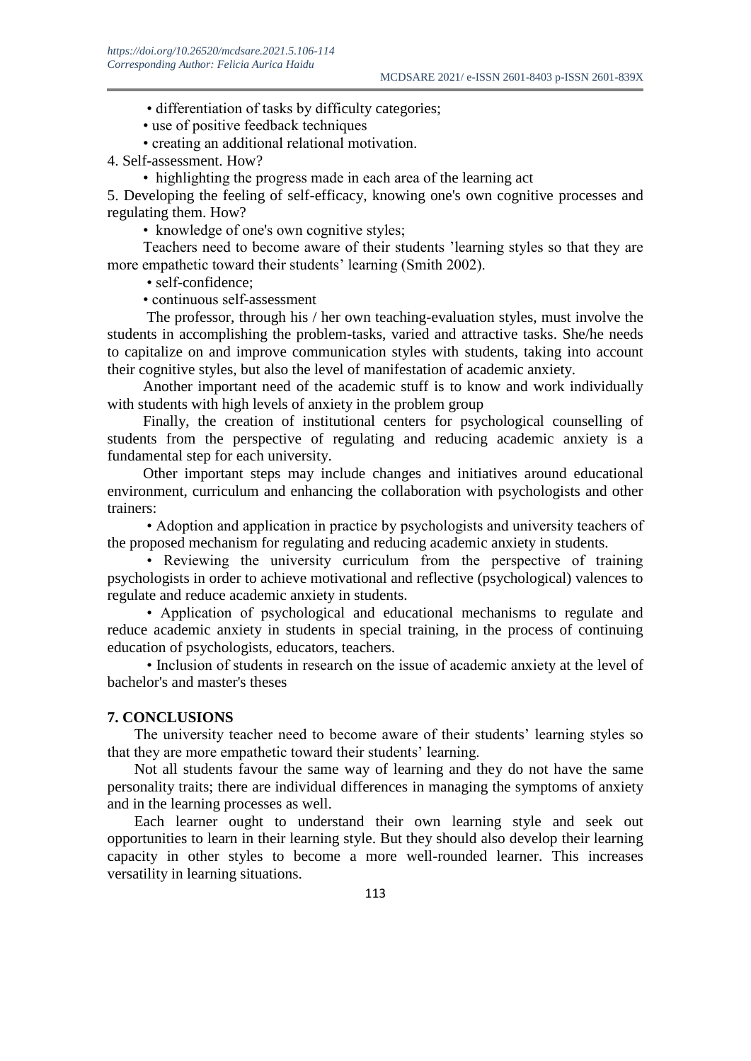- differentiation of tasks by difficulty categories;
- use of positive feedback techniques
- creating an additional relational motivation.

4. Self-assessment. How?

- highlighting the progress made in each area of the learning act

5. Developing the feeling of self-efficacy, knowing one's own cognitive processes and regulating them. How?

- knowledge of one's own cognitive styles;

Teachers need to become aware of their students 'learning styles so that they are more empathetic toward their students' learning (Smith 2002).

- self-confidence;
- continuous self-assessment

The professor, through his / her own teaching-evaluation styles, must involve the students in accomplishing the problem-tasks, varied and attractive tasks. She/he needs to capitalize on and improve communication styles with students, taking into account their cognitive styles, but also the level of manifestation of academic anxiety.

Another important need of the academic stuff is to know and work individually with students with high levels of anxiety in the problem group

Finally, the creation of institutional centers for psychological counselling of students from the perspective of regulating and reducing academic anxiety is a fundamental step for each university.

Other important steps may include changes and initiatives around educational environment, curriculum and enhancing the collaboration with psychologists and other trainers:

- Adoption and application in practice by psychologists and university teachers of the proposed mechanism for regulating and reducing academic anxiety in students.
- Reviewing the university curriculum from the perspective of training psychologists in order to achieve motivational and reflective (psychological) valences to regulate and reduce academic anxiety in students.
- Application of psychological and educational mechanisms to regulate and reduce academic anxiety in students in special training, in the process of continuing education of psychologists, educators, teachers.
- Inclusion of students in research on the issue of academic anxiety at the level of bachelor's and master's theses

## 7. CONCLUSIONS

The university teacher need to become aware of their students' learning styles so that they are more empathetic toward their students' learning.

Not all students favour the same way of learning and they do not have the same personality traits; there are individual differences in managing the symptoms of anxiety and in the learning processes as well.

Each learner ought to understand their own learning style and seek out opportunities to learn in their learning style. But they should also develop their learning capacity in other styles to become a more well-rounded learner. This increases versatility in learning situations.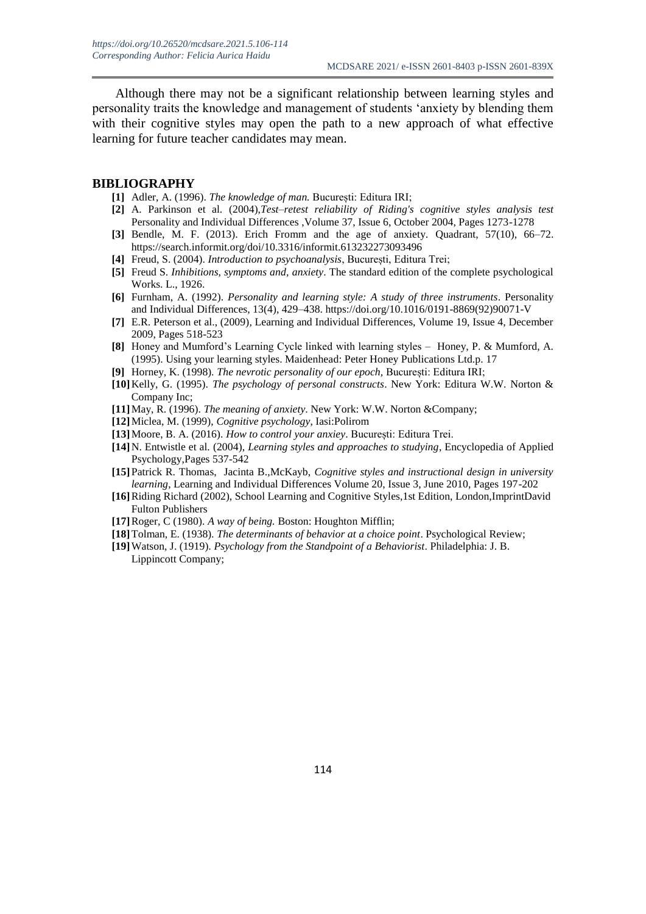Although there may not be a significant relationship between learning styles and personality traits the knowledge and management of students 'anxiety by blending them with their cognitive styles may open the path to a new approach of what effective learning for future teacher candidates may mean.

## BIBLIOGRAPHY

- **[1]** Adler, A. (1996). *The knowledge of man.* București: Editura IRI;
- **[2]** A. Parkinson et al. (2004),*Test–retest reliability of Riding's cognitive styles analysis test* Personality and Individual Differences ,Volume 37, Issue 6, October 2004, Pages 1273-1278
- **[3]** Bendle, M. F. (2013). Erich Fromm and the age of anxiety. Quadrant, 57(10), 66–72. https://search.informit.org/doi/10.3316/informit.613232273093496
- **[4]** Freud, S. (2004). *Introduction to psychoanalysis*, București, Editura Trei;
- **[5]** Freud S. *Inhibitions, symptoms and, anxiety*. The standard edition of the complete psychological Works. L., 1926.
- **[6]** Furnham, A. (1992). *Personality and learning style: A study of three instruments*. Personality and Individual Differences, 13(4), 429–438. https://doi.org/10.1016/0191-8869(92)90071-V
- **[7]** E.R. Peterson et al., (2009), Learning and Individual Differences, Volume 19, Issue 4, December 2009, Pages 518-523
- **[8]** Honey and Mumford's Learning Cycle linked with learning styles – Honey, P. & Mumford, A. (1995). Using your learning styles. Maidenhead: Peter Honey Publications Ltd.p. 17
- **[9]** Horney, K. (1998). *The nevrotic personality of our epoch*, București: Editura IRI;
- **[10]** Kelly, G. (1995). *The psychology of personal constructs*. New York: Editura W.W. Norton & Company Inc;
- **[11]** May, R. (1996). *The meaning of anxiety*. New York: W.W. Norton &Company;
- **[12]** Miclea, M. (1999), *Cognitive psychology*, Iasi:Polirom
- **[13]** Moore, B. A. (2016). *How to control your anxiey*. București: Editura Trei.
- **[14]** N. Entwistle et al. (2004), *Learning styles and approaches to studying*, Encyclopedia of Applied Psychology,Pages 537-542
- **[15]** Patrick R. Thomas, Jacinta B.,McKayb, *Cognitive styles and instructional design in university learning*, Learning and Individual Differences Volume 20, Issue 3, June 2010, Pages 197-202
- **[16]** Riding Richard (2002), School Learning and Cognitive Styles,1st Edition, London,ImprintDavid Fulton Publishers
- **[17]** Roger, C (1980). *A way of being.* Boston: Houghton Mifflin;
- **[18]** Tolman, E. (1938). *The determinants of behavior at a choice point*. Psychological Review;
- **[19]** Watson, J. (1919). *Psychology from the Standpoint of a Behaviorist*. Philadelphia: J. B. Lippincott Company;